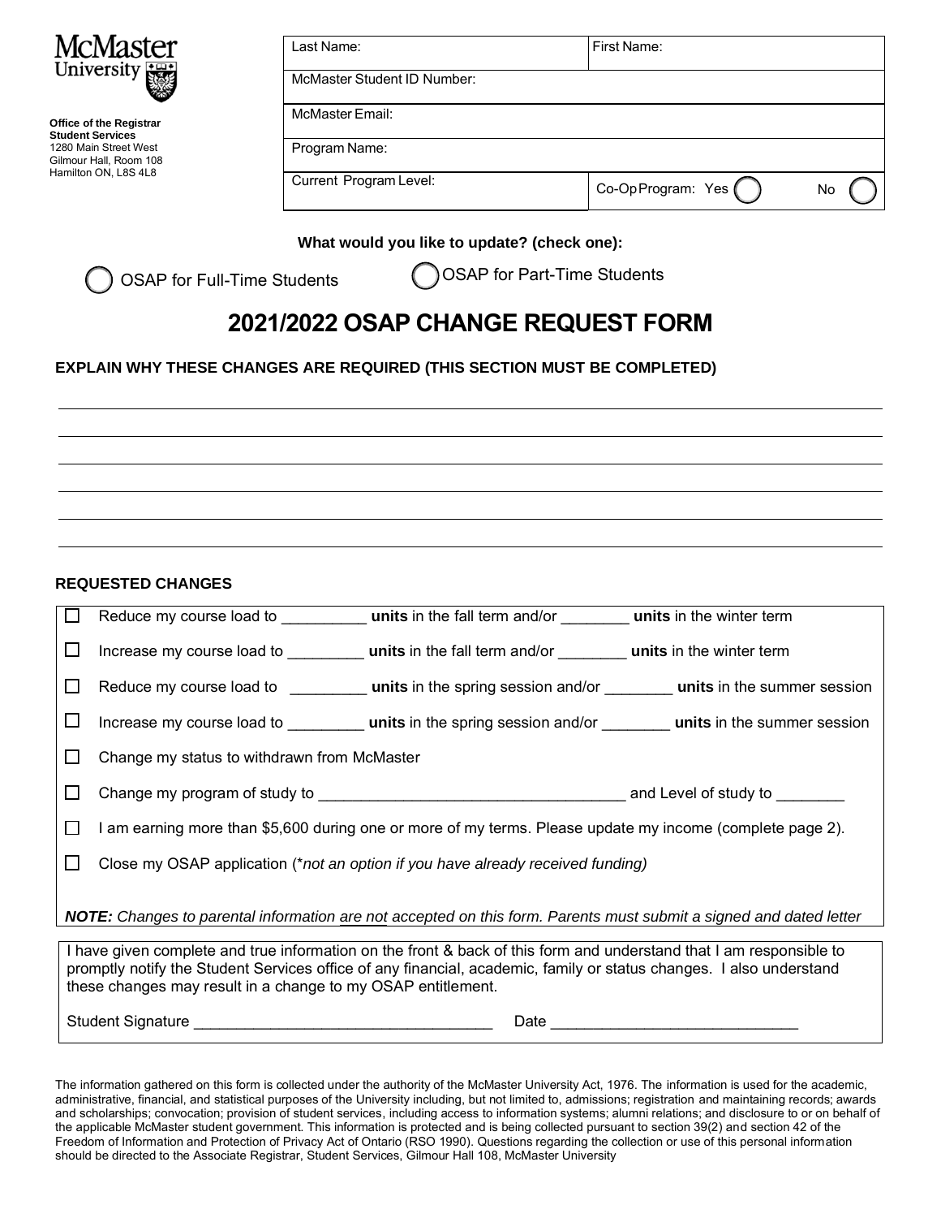McMaster University

**Office of the Registrar**
**Student Services**
1280 Main Street West
Gilmour Hall, Room 108
Hamilton ON, L8S 4L8

| Last Name: | First Name: |
|---|---|
| McMaster Student ID Number: | |
| McMaster Email: | |
| Program Name: | |
| Current Program Level: | Co-Op Program: Yes ◯ No ◯ |

**What would you like to update? (check one):**

◯ OSAP for Full-Time Students ◯ OSAP for Part-Time Students

# 2021/2022 OSAP CHANGE REQUEST FORM

**EXPLAIN WHY THESE CHANGES ARE REQUIRED (THIS SECTION MUST BE COMPLETED)**

______________________________________________________________________________

______________________________________________________________________________

______________________________________________________________________________

______________________________________________________________________________

______________________________________________________________________________

______________________________________________________________________________

**REQUESTED CHANGES**

- ☐ Reduce my course load to _________ **units** in the fall term and/or ________ **units** in the winter term
- ☐ Increase my course load to _________ **units** in the fall term and/or ________ **units** in the winter term
- ☐ Reduce my course load to _________ **units** in the spring session and/or ________ **units** in the summer session
- ☐ Increase my course load to _________ **units** in the spring session and/or ________ **units** in the summer session
- ☐ Change my status to withdrawn from McMaster
- ☐ Change my program of study to ___________________________________ and Level of study to ________
- ☐ I am earning more than $5,600 during one or more of my terms. Please update my income (complete page 2).
- ☐ Close my OSAP application (*\*not an option if you have already received funding)*

***NOTE:** Changes to parental information are not accepted on this form. Parents must submit a signed and dated letter*

I have given complete and true information on the front & back of this form and understand that I am responsible to promptly notify the Student Services office of any financial, academic, family or status changes. I also understand these changes may result in a change to my OSAP entitlement.

Student Signature ___________________________________ Date _____________________________

The information gathered on this form is collected under the authority of the McMaster University Act, 1976. The information is used for the academic, administrative, financial, and statistical purposes of the University including, but not limited to, admissions; registration and maintaining records; awards and scholarships; convocation; provision of student services, including access to information systems; alumni relations; and disclosure to or on behalf of the applicable McMaster student government. This information is protected and is being collected pursuant to section 39(2) and section 42 of the Freedom of Information and Protection of Privacy Act of Ontario (RSO 1990). Questions regarding the collection or use of this personal information should be directed to the Associate Registrar, Student Services, Gilmour Hall 108, McMaster University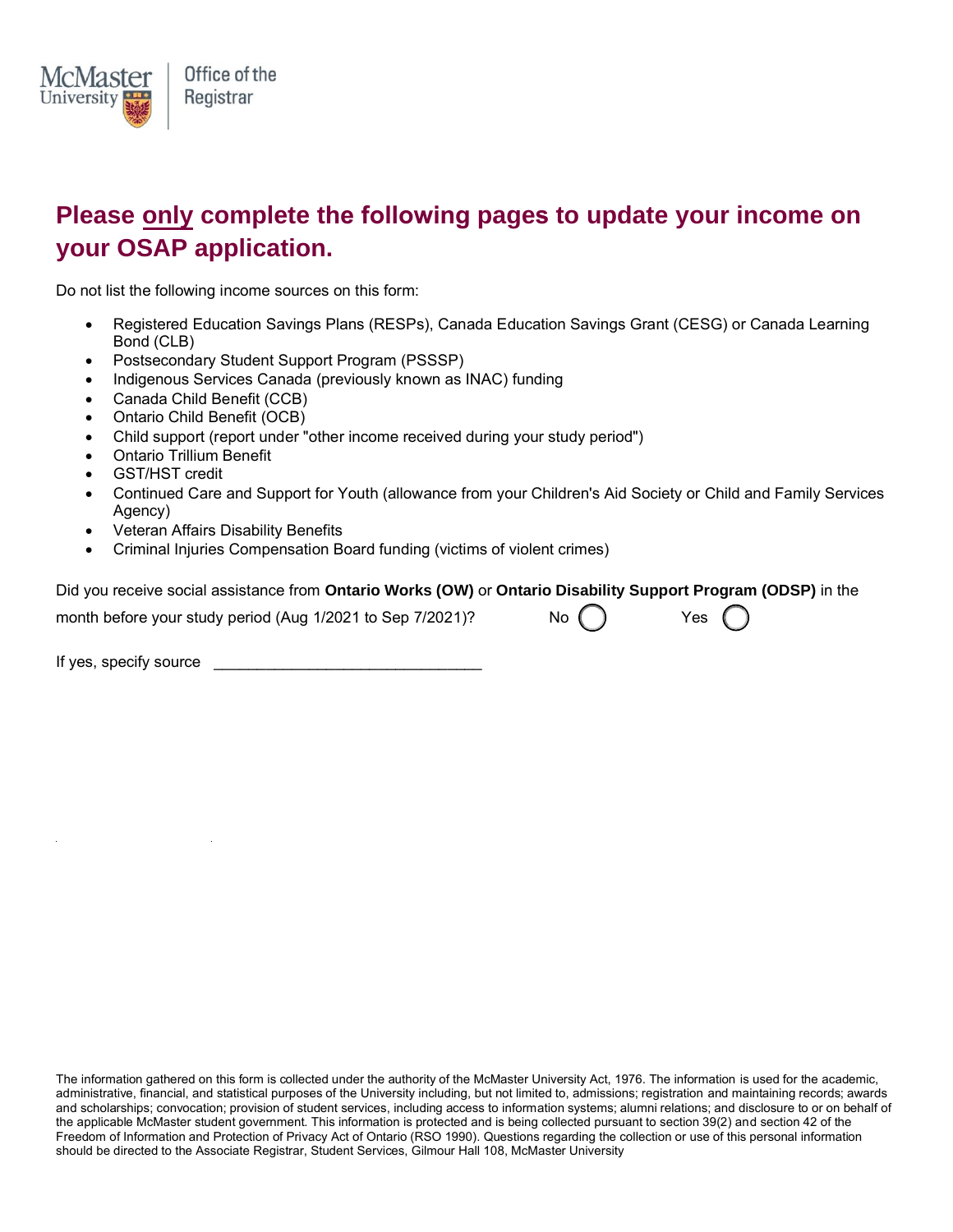McMaster University | Office of the Registrar

# Please only complete the following pages to update your income on your OSAP application.

Do not list the following income sources on this form:

- Registered Education Savings Plans (RESPs), Canada Education Savings Grant (CESG) or Canada Learning Bond (CLB)
- Postsecondary Student Support Program (PSSSP)
- Indigenous Services Canada (previously known as INAC) funding
- Canada Child Benefit (CCB)
- Ontario Child Benefit (OCB)
- Child support (report under "other income received during your study period")
- Ontario Trillium Benefit
- GST/HST credit
- Continued Care and Support for Youth (allowance from your Children's Aid Society or Child and Family Services Agency)
- Veteran Affairs Disability Benefits
- Criminal Injuries Compensation Board funding (victims of violent crimes)

Did you receive social assistance from **Ontario Works (OW)** or **Ontario Disability Support Program (ODSP)** in the month before your study period (Aug 1/2021 to Sep 7/2021)? No ◯ Yes ◯

If yes, specify source ______________________________

The information gathered on this form is collected under the authority of the McMaster University Act, 1976. The information is used for the academic, administrative, financial, and statistical purposes of the University including, but not limited to, admissions; registration and maintaining records; awards and scholarships; convocation; provision of student services, including access to information systems; alumni relations; and disclosure to or on behalf of the applicable McMaster student government. This information is protected and is being collected pursuant to section 39(2) and section 42 of the Freedom of Information and Protection of Privacy Act of Ontario (RSO 1990). Questions regarding the collection or use of this personal information should be directed to the Associate Registrar, Student Services, Gilmour Hall 108, McMaster University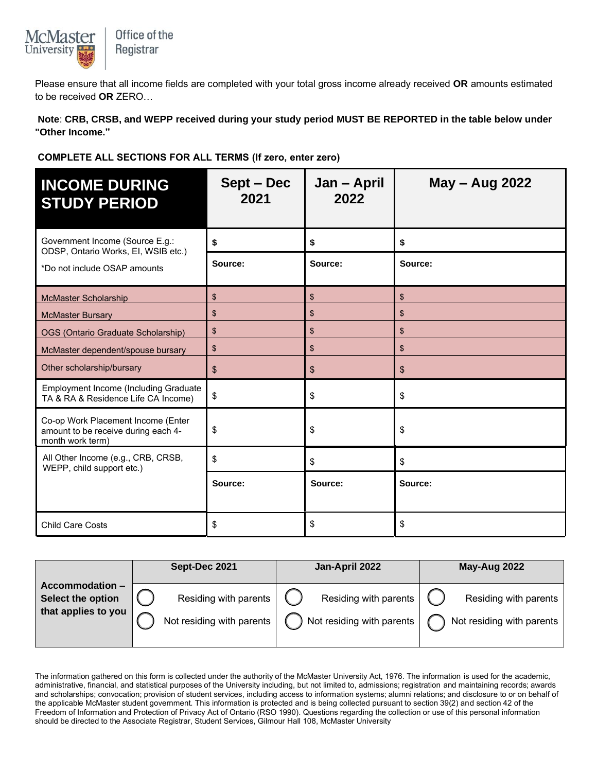McMaster University | Office of the Registrar

Please ensure that all income fields are completed with your total gross income already received **OR** amounts estimated to be received **OR** ZERO…

**Note**: **CRB, CRSB, and WEPP received during your study period MUST BE REPORTED in the table below under "Other Income."**

**COMPLETE ALL SECTIONS FOR ALL TERMS (If zero, enter zero)**

| INCOME DURING STUDY PERIOD | Sept – Dec 2021 | Jan – April 2022 | May – Aug 2022 |
|---|---|---|---|
| Government Income (Source E.g.: ODSP, Ontario Works, EI, WSIB etc.)<br>*Do not include OSAP amounts | $<br>Source: | $<br>Source: | $<br>Source: |
| McMaster Scholarship | $ | $ | $ |
| McMaster Bursary | $ | $ | $ |
| OGS (Ontario Graduate Scholarship) | $ | $ | $ |
| McMaster dependent/spouse bursary | $ | $ | $ |
| Other scholarship/bursary | $ | $ | $ |
| Employment Income (Including Graduate TA & RA & Residence Life CA Income) | $ | $ | $ |
| Co-op Work Placement Income (Enter amount to be receive during each 4-month work term) | $ | $ | $ |
| All Other Income (e.g., CRB, CRSB, WEPP, child support etc.) | $<br>Source: | $<br>Source: | $<br>Source: |
| Child Care Costs | $ | $ | $ |

| | Sept-Dec 2021 | Jan-April 2022 | May-Aug 2022 |
|---|---|---|---|
| **Accommodation – Select the option that applies to you** | ◯ Residing with parents<br>◯ Not residing with parents | ◯ Residing with parents<br>◯ Not residing with parents | ◯ Residing with parents<br>◯ Not residing with parents |

The information gathered on this form is collected under the authority of the McMaster University Act, 1976. The information is used for the academic, administrative, financial, and statistical purposes of the University including, but not limited to, admissions; registration and maintaining records; awards and scholarships; convocation; provision of student services, including access to information systems; alumni relations; and disclosure to or on behalf of the applicable McMaster student government. This information is protected and is being collected pursuant to section 39(2) and section 42 of the Freedom of Information and Protection of Privacy Act of Ontario (RSO 1990). Questions regarding the collection or use of this personal information should be directed to the Associate Registrar, Student Services, Gilmour Hall 108, McMaster University